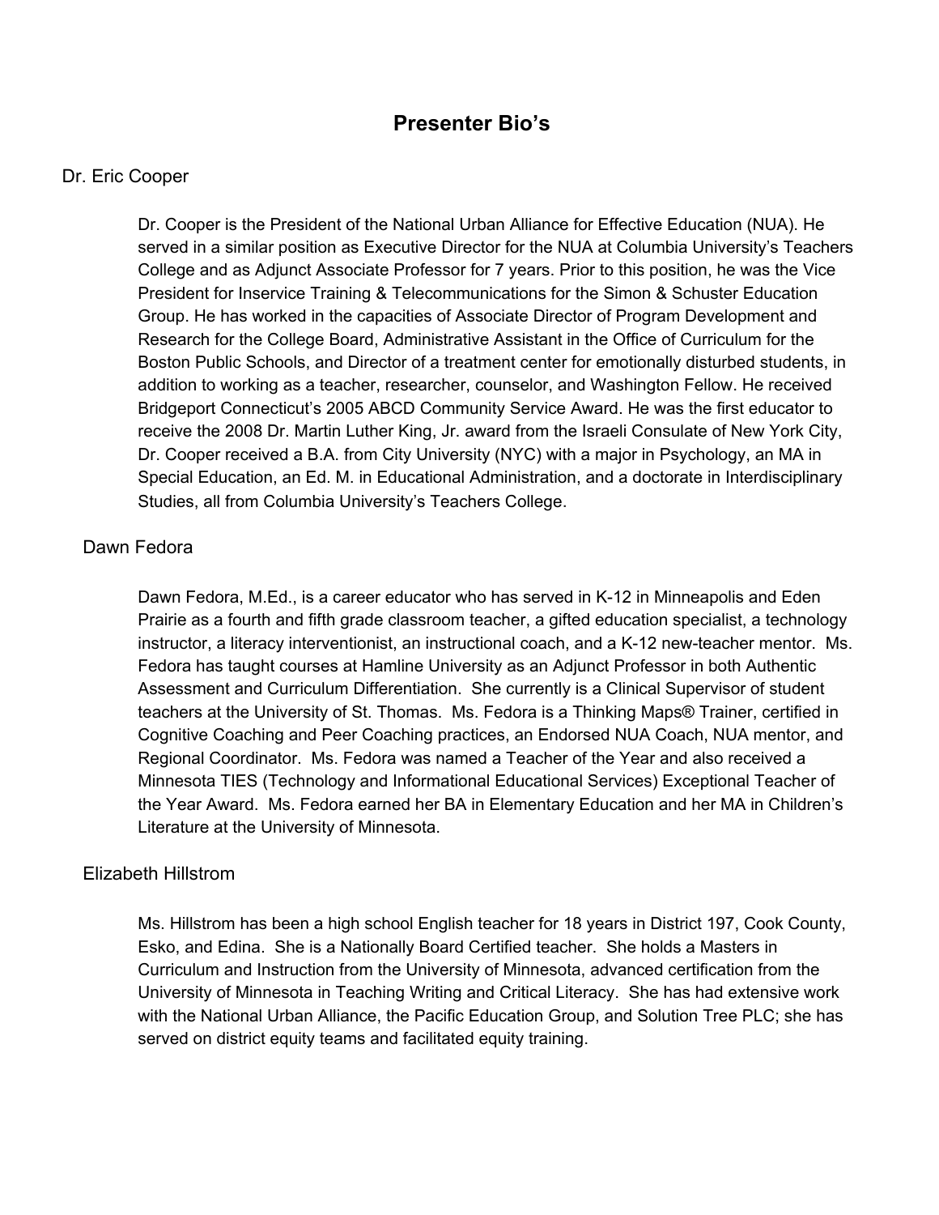# Presenter Bio's

## Dr. Eric Cooper

Dr. Cooper is the President of the National Urban Alliance for Effective Education (NUA). He served in a similar position as Executive Director for the NUA at Columbia University's Teachers College and as Adjunct Associate Professor for 7 years. Prior to this position, he was the Vice President for Inservice Training & Telecommunications for the Simon & Schuster Education Group. He has worked in the capacities of Associate Director of Program Development and Research for the College Board, Administrative Assistant in the Office of Curriculum for the Boston Public Schools, and Director of a treatment center for emotionally disturbed students, in addition to working as a teacher, researcher, counselor, and Washington Fellow. He received Bridgeport Connecticut's 2005 ABCD Community Service Award. He was the first educator to receive the 2008 Dr. Martin Luther King, Jr. award from the Israeli Consulate of New York City, Dr. Cooper received a B.A. from City University (NYC) with a major in Psychology, an MA in Special Education, an Ed. M. in Educational Administration, and a doctorate in Interdisciplinary Studies, all from Columbia University's Teachers College.

## Dawn Fedora

Dawn Fedora, M.Ed., is a career educator who has served in K-12 in Minneapolis and Eden Prairie as a fourth and fifth grade classroom teacher, a gifted education specialist, a technology instructor, a literacy interventionist, an instructional coach, and a K-12 new-teacher mentor. Ms. Fedora has taught courses at Hamline University as an Adjunct Professor in both Authentic Assessment and Curriculum Differentiation. She currently is a Clinical Supervisor of student teachers at the University of St. Thomas. Ms. Fedora is a Thinking Maps® Trainer, certified in Cognitive Coaching and Peer Coaching practices, an Endorsed NUA Coach, NUA mentor, and Regional Coordinator. Ms. Fedora was named a Teacher of the Year and also received a Minnesota TIES (Technology and Informational Educational Services) Exceptional Teacher of the Year Award. Ms. Fedora earned her BA in Elementary Education and her MA in Children's Literature at the University of Minnesota.

## Elizabeth Hillstrom

Ms. Hillstrom has been a high school English teacher for 18 years in District 197, Cook County, Esko, and Edina. She is a Nationally Board Certified teacher. She holds a Masters in Curriculum and Instruction from the University of Minnesota, advanced certification from the University of Minnesota in Teaching Writing and Critical Literacy. She has had extensive work with the National Urban Alliance, the Pacific Education Group, and Solution Tree PLC; she has served on district equity teams and facilitated equity training.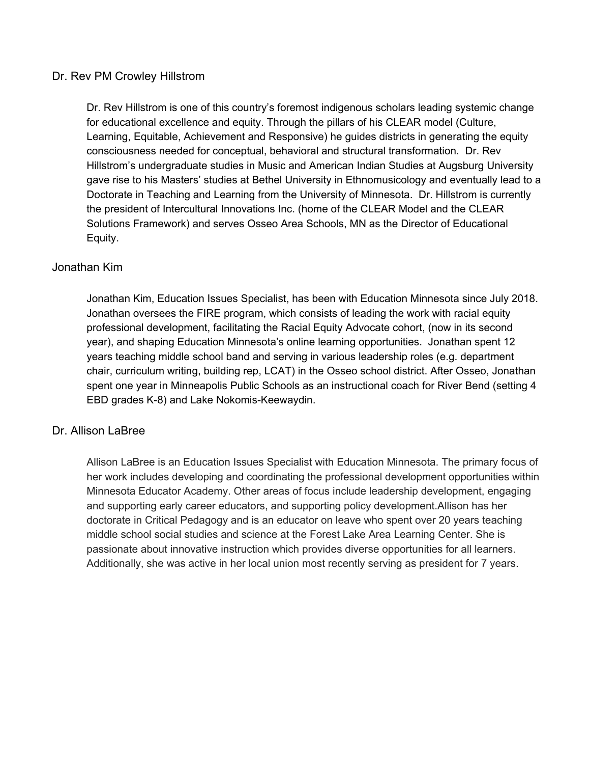## Dr. Rev PM Crowley Hillstrom

Dr. Rev Hillstrom is one of this country's foremost indigenous scholars leading systemic change for educational excellence and equity. Through the pillars of his CLEAR model (Culture, Learning, Equitable, Achievement and Responsive) he guides districts in generating the equity consciousness needed for conceptual, behavioral and structural transformation. Dr. Rev Hillstrom's undergraduate studies in Music and American Indian Studies at Augsburg University gave rise to his Masters' studies at Bethel University in Ethnomusicology and eventually lead to a Doctorate in Teaching and Learning from the University of Minnesota. Dr. Hillstrom is currently the president of Intercultural Innovations Inc. (home of the CLEAR Model and the CLEAR Solutions Framework) and serves Osseo Area Schools, MN as the Director of Educational Equity.

## Jonathan Kim

Jonathan Kim, Education Issues Specialist, has been with Education Minnesota since July 2018. Jonathan oversees the FIRE program, which consists of leading the work with racial equity professional development, facilitating the Racial Equity Advocate cohort, (now in its second year), and shaping Education Minnesota's online learning opportunities. Jonathan spent 12 years teaching middle school band and serving in various leadership roles (e.g. department chair, curriculum writing, building rep, LCAT) in the Osseo school district. After Osseo, Jonathan spent one year in Minneapolis Public Schools as an instructional coach for River Bend (setting 4 EBD grades K-8) and Lake Nokomis-Keewaydin.

## Dr. Allison LaBree

Allison LaBree is an Education Issues Specialist with Education Minnesota. The primary focus of her work includes developing and coordinating the professional development opportunities within Minnesota Educator Academy. Other areas of focus include leadership development, engaging and supporting early career educators, and supporting policy development.Allison has her doctorate in Critical Pedagogy and is an educator on leave who spent over 20 years teaching middle school social studies and science at the Forest Lake Area Learning Center. She is passionate about innovative instruction which provides diverse opportunities for all learners. Additionally, she was active in her local union most recently serving as president for 7 years.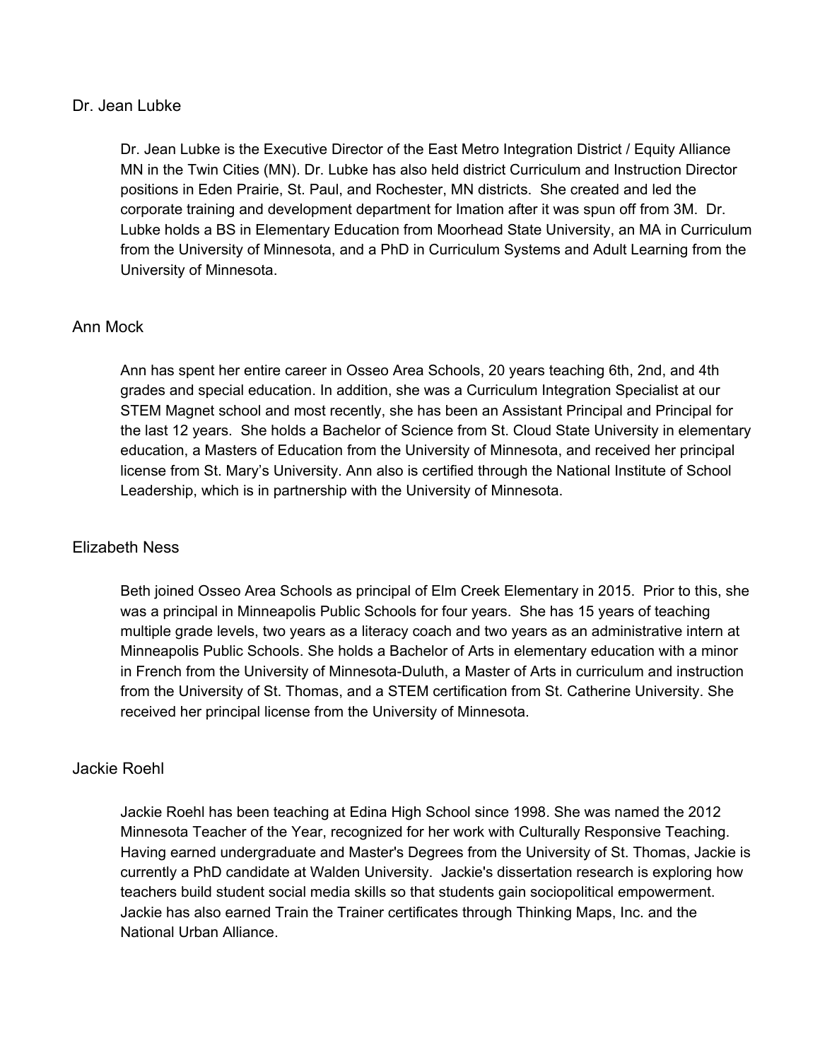### Dr. Jean Lubke

Dr. Jean Lubke is the Executive Director of the East Metro Integration District / Equity Alliance MN in the Twin Cities (MN). Dr. Lubke has also held district Curriculum and Instruction Director positions in Eden Prairie, St. Paul, and Rochester, MN districts. She created and led the corporate training and development department for Imation after it was spun off from 3M. Dr. Lubke holds a BS in Elementary Education from Moorhead State University, an MA in Curriculum from the University of Minnesota, and a PhD in Curriculum Systems and Adult Learning from the University of Minnesota.

### Ann Mock

Ann has spent her entire career in Osseo Area Schools, 20 years teaching 6th, 2nd, and 4th grades and special education. In addition, she was a Curriculum Integration Specialist at our STEM Magnet school and most recently, she has been an Assistant Principal and Principal for the last 12 years. She holds a Bachelor of Science from St. Cloud State University in elementary education, a Masters of Education from the University of Minnesota, and received her principal license from St. Mary's University. Ann also is certified through the National Institute of School Leadership, which is in partnership with the University of Minnesota.

### Elizabeth Ness

Beth joined Osseo Area Schools as principal of Elm Creek Elementary in 2015. Prior to this, she was a principal in Minneapolis Public Schools for four years. She has 15 years of teaching multiple grade levels, two years as a literacy coach and two years as an administrative intern at Minneapolis Public Schools. She holds a Bachelor of Arts in elementary education with a minor in French from the University of Minnesota-Duluth, a Master of Arts in curriculum and instruction from the University of St. Thomas, and a STEM certification from St. Catherine University. She received her principal license from the University of Minnesota.

### Jackie Roehl

Jackie Roehl has been teaching at Edina High School since 1998. She was named the 2012 Minnesota Teacher of the Year, recognized for her work with Culturally Responsive Teaching. Having earned undergraduate and Master's Degrees from the University of St. Thomas, Jackie is currently a PhD candidate at Walden University. Jackie's dissertation research is exploring how teachers build student social media skills so that students gain sociopolitical empowerment. Jackie has also earned Train the Trainer certificates through Thinking Maps, Inc. and the National Urban Alliance.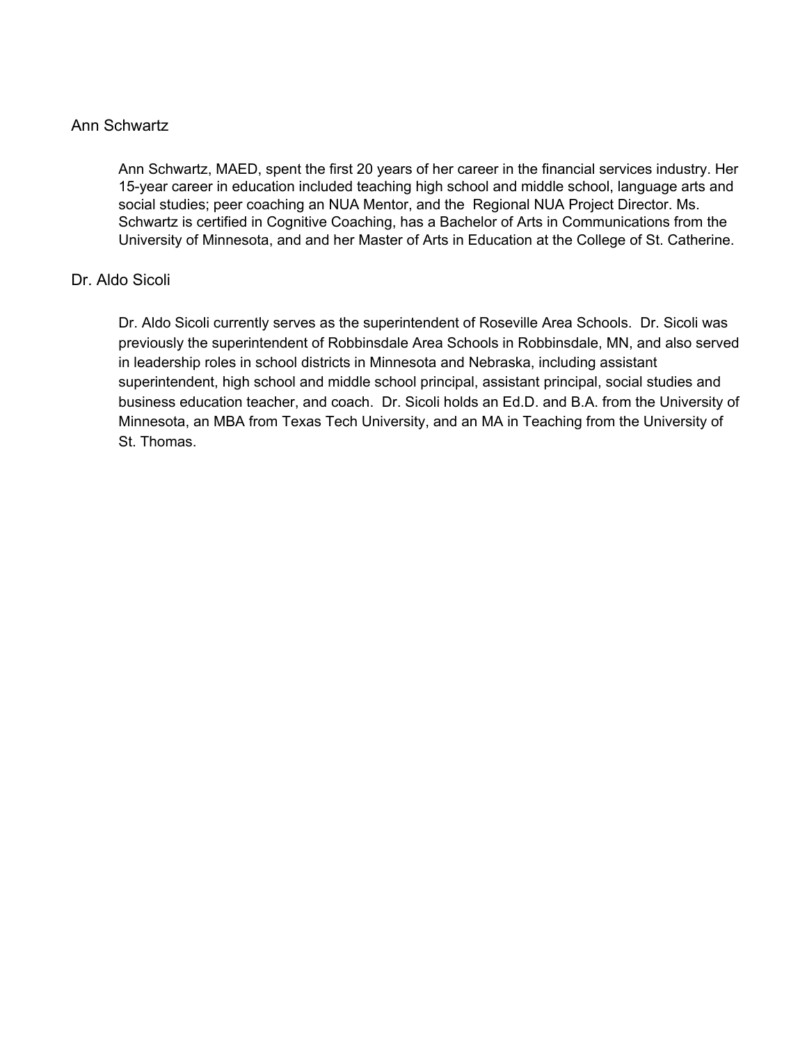## Ann Schwartz

Ann Schwartz, MAED, spent the first 20 years of her career in the financial services industry. Her 15-year career in education included teaching high school and middle school, language arts and social studies; peer coaching an NUA Mentor, and the Regional NUA Project Director. Ms. Schwartz is certified in Cognitive Coaching, has a Bachelor of Arts in Communications from the University of Minnesota, and and her Master of Arts in Education at the College of St. Catherine.

## Dr. Aldo Sicoli

Dr. Aldo Sicoli currently serves as the superintendent of Roseville Area Schools. Dr. Sicoli was previously the superintendent of Robbinsdale Area Schools in Robbinsdale, MN, and also served in leadership roles in school districts in Minnesota and Nebraska, including assistant superintendent, high school and middle school principal, assistant principal, social studies and business education teacher, and coach. Dr. Sicoli holds an Ed.D. and B.A. from the University of Minnesota, an MBA from Texas Tech University, and an MA in Teaching from the University of St. Thomas.